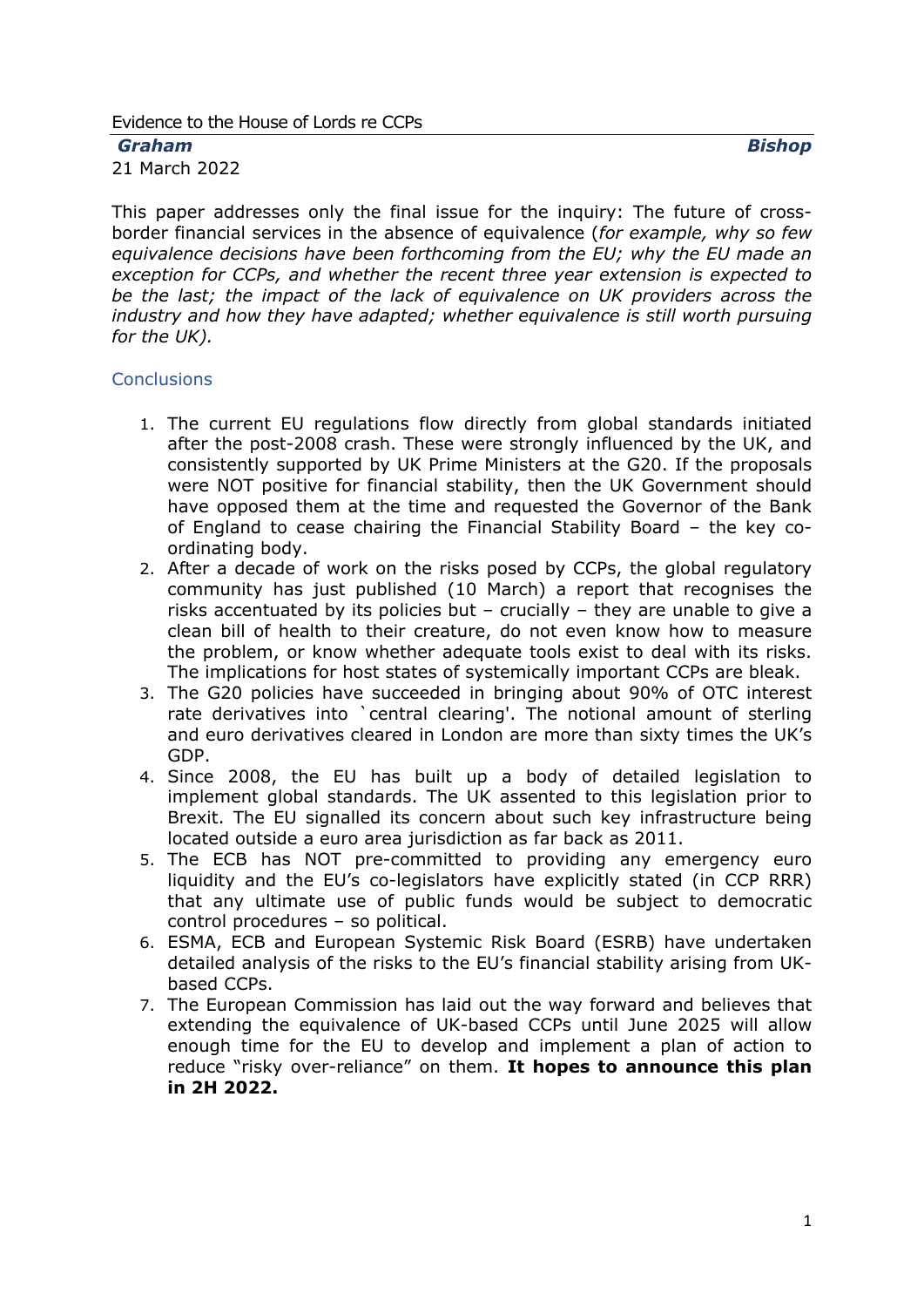Evidence to the House of Lords re CCPs

***Graham Bishop***

21 March 2022

This paper addresses only the final issue for the inquiry: The future of cross-border financial services in the absence of equivalence (*for example, why so few equivalence decisions have been forthcoming from the EU; why the EU made an exception for CCPs, and whether the recent three year extension is expected to be the last; the impact of the lack of equivalence on UK providers across the industry and how they have adapted; whether equivalence is still worth pursuing for the UK).*

## Conclusions

1. The current EU regulations flow directly from global standards initiated after the post-2008 crash. These were strongly influenced by the UK, and consistently supported by UK Prime Ministers at the G20. If the proposals were NOT positive for financial stability, then the UK Government should have opposed them at the time and requested the Governor of the Bank of England to cease chairing the Financial Stability Board – the key co-ordinating body.
2. After a decade of work on the risks posed by CCPs, the global regulatory community has just published (10 March) a report that recognises the risks accentuated by its policies but – crucially – they are unable to give a clean bill of health to their creature, do not even know how to measure the problem, or know whether adequate tools exist to deal with its risks. The implications for host states of systemically important CCPs are bleak.
3. The G20 policies have succeeded in bringing about 90% of OTC interest rate derivatives into `central clearing'. The notional amount of sterling and euro derivatives cleared in London are more than sixty times the UK's GDP.
4. Since 2008, the EU has built up a body of detailed legislation to implement global standards. The UK assented to this legislation prior to Brexit. The EU signalled its concern about such key infrastructure being located outside a euro area jurisdiction as far back as 2011.
5. The ECB has NOT pre-committed to providing any emergency euro liquidity and the EU's co-legislators have explicitly stated (in CCP RRR) that any ultimate use of public funds would be subject to democratic control procedures – so political.
6. ESMA, ECB and European Systemic Risk Board (ESRB) have undertaken detailed analysis of the risks to the EU's financial stability arising from UK-based CCPs.
7. The European Commission has laid out the way forward and believes that extending the equivalence of UK-based CCPs until June 2025 will allow enough time for the EU to develop and implement a plan of action to reduce "risky over-reliance" on them. **It hopes to announce this plan in 2H 2022.**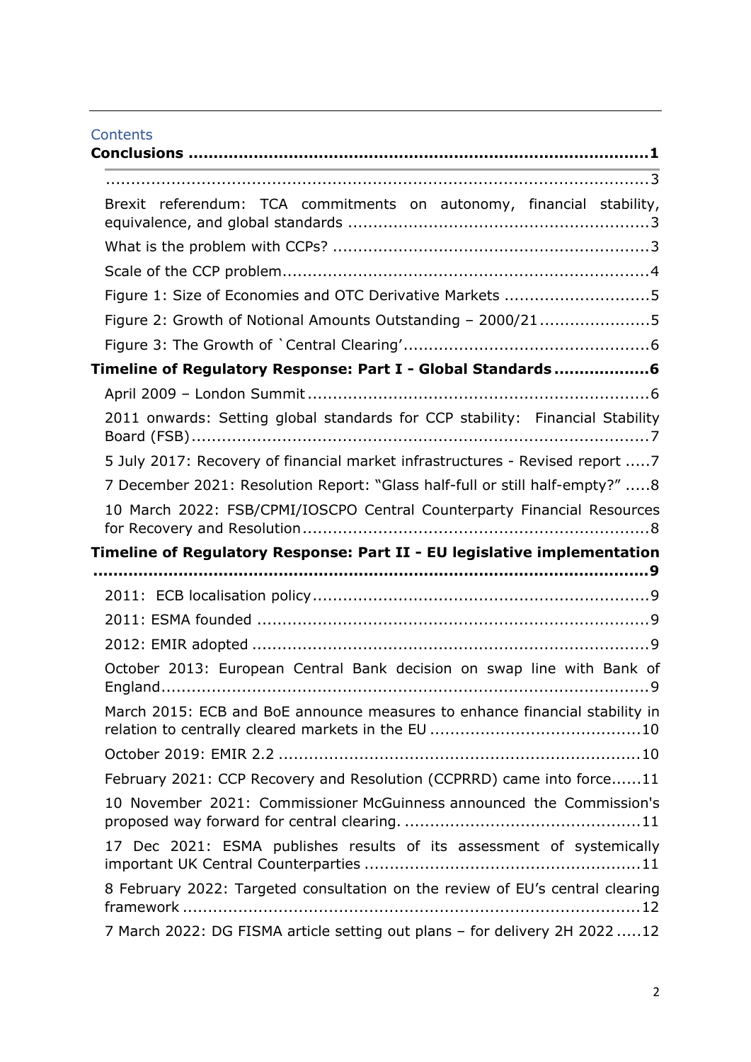# Contents

**Conclusions ......................................................................................1**

........................................................................................................3

Brexit referendum: TCA commitments on autonomy, financial stability, equivalence, and global standards ...........................................................3

What is the problem with CCPs? ...............................................................3

Scale of the CCP problem.........................................................................4

Figure 1: Size of Economies and OTC Derivative Markets ............................5

Figure 2: Growth of Notional Amounts Outstanding – 2000/21.....................5

Figure 3: The Growth of `Central Clearing'................................................6

**Timeline of Regulatory Response: Part I - Global Standards ..................6**

April 2009 – London Summit....................................................................6

2011 onwards: Setting global standards for CCP stability: Financial Stability Board (FSB)...........................................................................................7

5 July 2017: Recovery of financial market infrastructures - Revised report .....7

7 December 2021: Resolution Report: "Glass half-full or still half-empty?" .....8

10 March 2022: FSB/CPMI/IOSCPO Central Counterparty Financial Resources for Recovery and Resolution....................................................................8

**Timeline of Regulatory Response: Part II - EU legislative implementation ................................................................................................9**

2011: ECB localisation policy...................................................................9

2011: ESMA founded .............................................................................9

2012: EMIR adopted ..............................................................................9

October 2013: European Central Bank decision on swap line with Bank of England.................................................................................................9

March 2015: ECB and BoE announce measures to enhance financial stability in relation to centrally cleared markets in the EU .........................................10

October 2019: EMIR 2.2 .......................................................................10

February 2021: CCP Recovery and Resolution (CCPRRD) came into force......11

10 November 2021: Commissioner McGuinness announced the Commission's proposed way forward for central clearing. ..............................................11

17 Dec 2021: ESMA publishes results of its assessment of systemically important UK Central Counterparties ......................................................11

8 February 2022: Targeted consultation on the review of EU's central clearing framework ..........................................................................................12

7 March 2022: DG FISMA article setting out plans – for delivery 2H 2022 .....12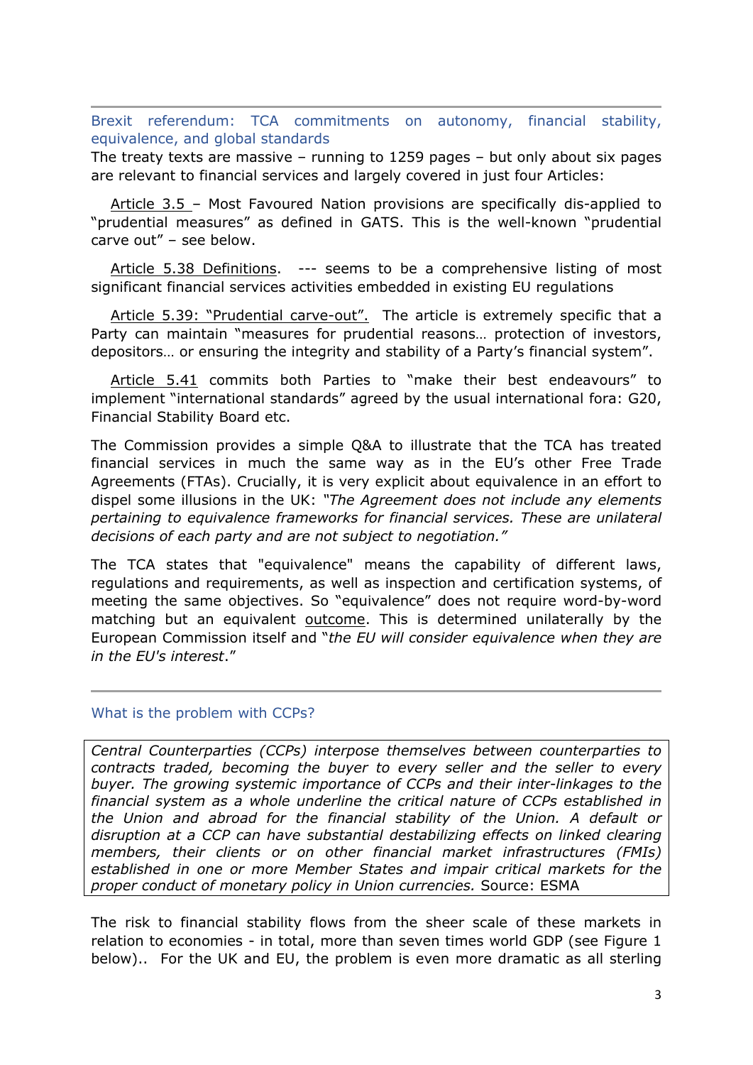## Brexit referendum: TCA commitments on autonomy, financial stability, equivalence, and global standards

The treaty texts are massive – running to 1259 pages – but only about six pages are relevant to financial services and largely covered in just four Articles:

Article 3.5 – Most Favoured Nation provisions are specifically dis-applied to "prudential measures" as defined in GATS. This is the well-known "prudential carve out" – see below.

Article 5.38 Definitions. --- seems to be a comprehensive listing of most significant financial services activities embedded in existing EU regulations

Article 5.39: "Prudential carve-out". The article is extremely specific that a Party can maintain "measures for prudential reasons… protection of investors, depositors… or ensuring the integrity and stability of a Party's financial system".

Article 5.41 commits both Parties to "make their best endeavours" to implement "international standards" agreed by the usual international fora: G20, Financial Stability Board etc.

The Commission provides a simple Q&A to illustrate that the TCA has treated financial services in much the same way as in the EU's other Free Trade Agreements (FTAs). Crucially, it is very explicit about equivalence in an effort to dispel some illusions in the UK: *"The Agreement does not include any elements pertaining to equivalence frameworks for financial services. These are unilateral decisions of each party and are not subject to negotiation."*

The TCA states that "equivalence" means the capability of different laws, regulations and requirements, as well as inspection and certification systems, of meeting the same objectives. So "equivalence" does not require word-by-word matching but an equivalent outcome. This is determined unilaterally by the European Commission itself and "*the EU will consider equivalence when they are in the EU's interest*."

## What is the problem with CCPs?

> *Central Counterparties (CCPs) interpose themselves between counterparties to contracts traded, becoming the buyer to every seller and the seller to every buyer. The growing systemic importance of CCPs and their inter-linkages to the financial system as a whole underline the critical nature of CCPs established in the Union and abroad for the financial stability of the Union. A default or disruption at a CCP can have substantial destabilizing effects on linked clearing members, their clients or on other financial market infrastructures (FMIs) established in one or more Member States and impair critical markets for the proper conduct of monetary policy in Union currencies.* Source: ESMA

The risk to financial stability flows from the sheer scale of these markets in relation to economies - in total, more than seven times world GDP (see Figure 1 below).. For the UK and EU, the problem is even more dramatic as all sterling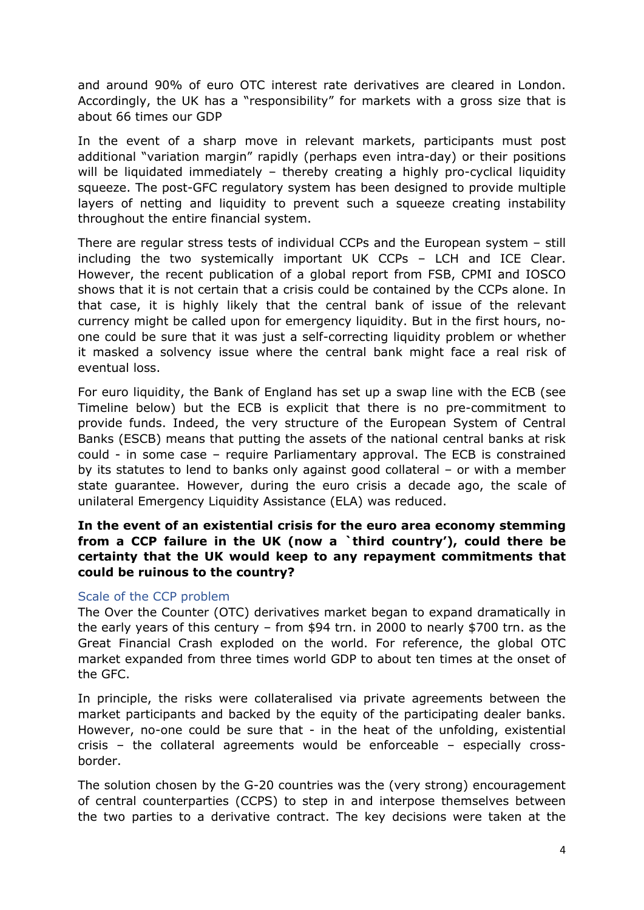and around 90% of euro OTC interest rate derivatives are cleared in London. Accordingly, the UK has a "responsibility" for markets with a gross size that is about 66 times our GDP

In the event of a sharp move in relevant markets, participants must post additional "variation margin" rapidly (perhaps even intra-day) or their positions will be liquidated immediately – thereby creating a highly pro-cyclical liquidity squeeze. The post-GFC regulatory system has been designed to provide multiple layers of netting and liquidity to prevent such a squeeze creating instability throughout the entire financial system.

There are regular stress tests of individual CCPs and the European system – still including the two systemically important UK CCPs – LCH and ICE Clear. However, the recent publication of a global report from FSB, CPMI and IOSCO shows that it is not certain that a crisis could be contained by the CCPs alone. In that case, it is highly likely that the central bank of issue of the relevant currency might be called upon for emergency liquidity. But in the first hours, no-one could be sure that it was just a self-correcting liquidity problem or whether it masked a solvency issue where the central bank might face a real risk of eventual loss.

For euro liquidity, the Bank of England has set up a swap line with the ECB (see Timeline below) but the ECB is explicit that there is no pre-commitment to provide funds. Indeed, the very structure of the European System of Central Banks (ESCB) means that putting the assets of the national central banks at risk could - in some case – require Parliamentary approval. The ECB is constrained by its statutes to lend to banks only against good collateral – or with a member state guarantee. However, during the euro crisis a decade ago, the scale of unilateral Emergency Liquidity Assistance (ELA) was reduced.

**In the event of an existential crisis for the euro area economy stemming from a CCP failure in the UK (now a `third country'), could there be certainty that the UK would keep to any repayment commitments that could be ruinous to the country?**

### Scale of the CCP problem

The Over the Counter (OTC) derivatives market began to expand dramatically in the early years of this century – from $94 trn. in 2000 to nearly $700 trn. as the Great Financial Crash exploded on the world. For reference, the global OTC market expanded from three times world GDP to about ten times at the onset of the GFC.

In principle, the risks were collateralised via private agreements between the market participants and backed by the equity of the participating dealer banks. However, no-one could be sure that - in the heat of the unfolding, existential crisis – the collateral agreements would be enforceable – especially cross-border.

The solution chosen by the G-20 countries was the (very strong) encouragement of central counterparties (CCPS) to step in and interpose themselves between the two parties to a derivative contract. The key decisions were taken at the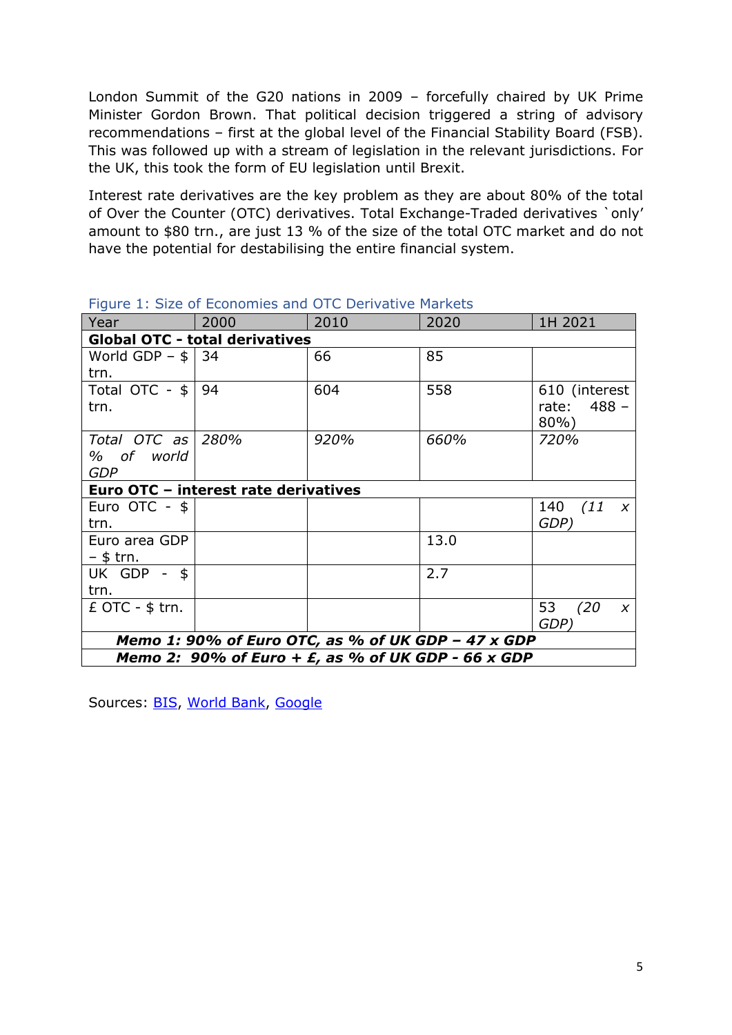London Summit of the G20 nations in 2009 – forcefully chaired by UK Prime Minister Gordon Brown. That political decision triggered a string of advisory recommendations – first at the global level of the Financial Stability Board (FSB). This was followed up with a stream of legislation in the relevant jurisdictions. For the UK, this took the form of EU legislation until Brexit.

Interest rate derivatives are the key problem as they are about 80% of the total of Over the Counter (OTC) derivatives. Total Exchange-Traded derivatives `only' amount to $80 trn., are just 13 % of the size of the total OTC market and do not have the potential for destabilising the entire financial system.

Figure 1: Size of Economies and OTC Derivative Markets

| Year | 2000 | 2010 | 2020 | 1H 2021 |
|---|---|---|---|---|
| **Global OTC - total derivatives** | | | | |
| World GDP – $ trn. | 34 | 66 | 85 | |
| Total OTC - $ trn. | 94 | 604 | 558 | 610 (interest rate: 488 – 80%) |
| *Total OTC as % of world GDP* | *280%* | *920%* | *660%* | *720%* |
| **Euro OTC – interest rate derivatives** | | | | |
| Euro OTC - $ trn. | | | | 140 *(11 x GDP)* |
| Euro area GDP – $ trn. | | | 13.0 | |
| UK GDP - $ trn. | | | 2.7 | |
| £ OTC - $ trn. | | | | 53 *(20 x GDP)* |
| ***Memo 1: 90% of Euro OTC, as % of UK GDP – 47 x GDP*** | | | | |
| ***Memo 2: 90% of Euro + £, as % of UK GDP - 66 x GDP*** | | | | |

Sources: BIS, World Bank, Google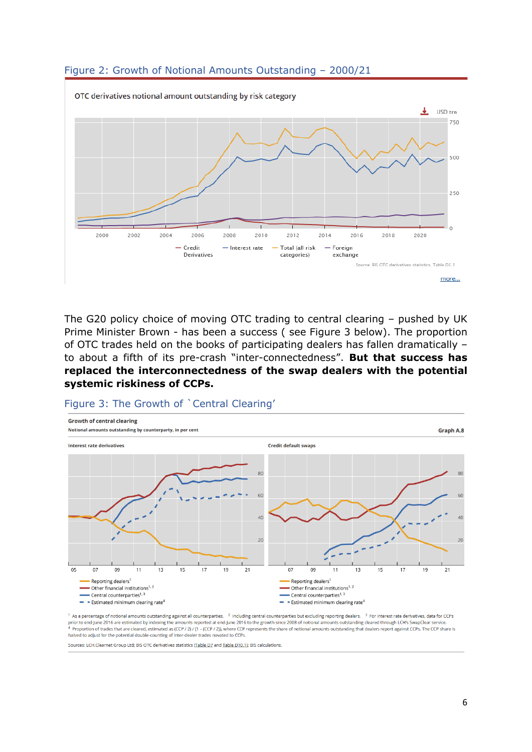## Figure 2: Growth of Notional Amounts Outstanding – 2000/21

OTC derivatives notional amount outstanding by risk category

USD trn

Credit Derivatives | Interest rate | Total (all risk categories) | Foreign exchange

Source: BIS OTC derivatives statistics, Table D5.1

more...

The G20 policy choice of moving OTC trading to central clearing – pushed by UK Prime Minister Brown - has been a success ( see Figure 3 below). The proportion of OTC trades held on the books of participating dealers has fallen dramatically – to about a fifth of its pre-crash "inter-connectedness". **But that success has replaced the interconnectedness of the swap dealers with the potential systemic riskiness of CCPs.**

## Figure 3: The Growth of `Central Clearing'

**Growth of central clearing**

**Notional amounts outstanding by counterparty, in per cent**

**Graph A.8**

Interest rate derivatives | Credit default swaps

Reporting dealers[1]
Other financial institutions[1,2]
Central counterparties[1,3]
Estimated minimum clearing rate[4]

[1] As a percentage of notional amounts outstanding against all counterparties. [2] Including central counterparties but excluding reporting dealers. [3] For interest rate derivatives, data for CCPs prior to end-June 2016 are estimated by indexing the amounts reported at end-June 2016 to the growth since 2008 of notional amounts outstanding cleared through LCH's SwapClear service.
[4] Proportion of trades that are cleared, estimated as (CCP / 2) / (1 – (CCP / 2)), where CCP represents the share of notional amounts outstanding that dealers report against CCPs. The CCP share is halved to adjust for the potential double-counting of inter-dealer trades novated to CCPs.

Sources: LCH.Clearnet Group Ltd; BIS OTC derivatives statistics (Table D7 and Table D10.1); BIS calculations.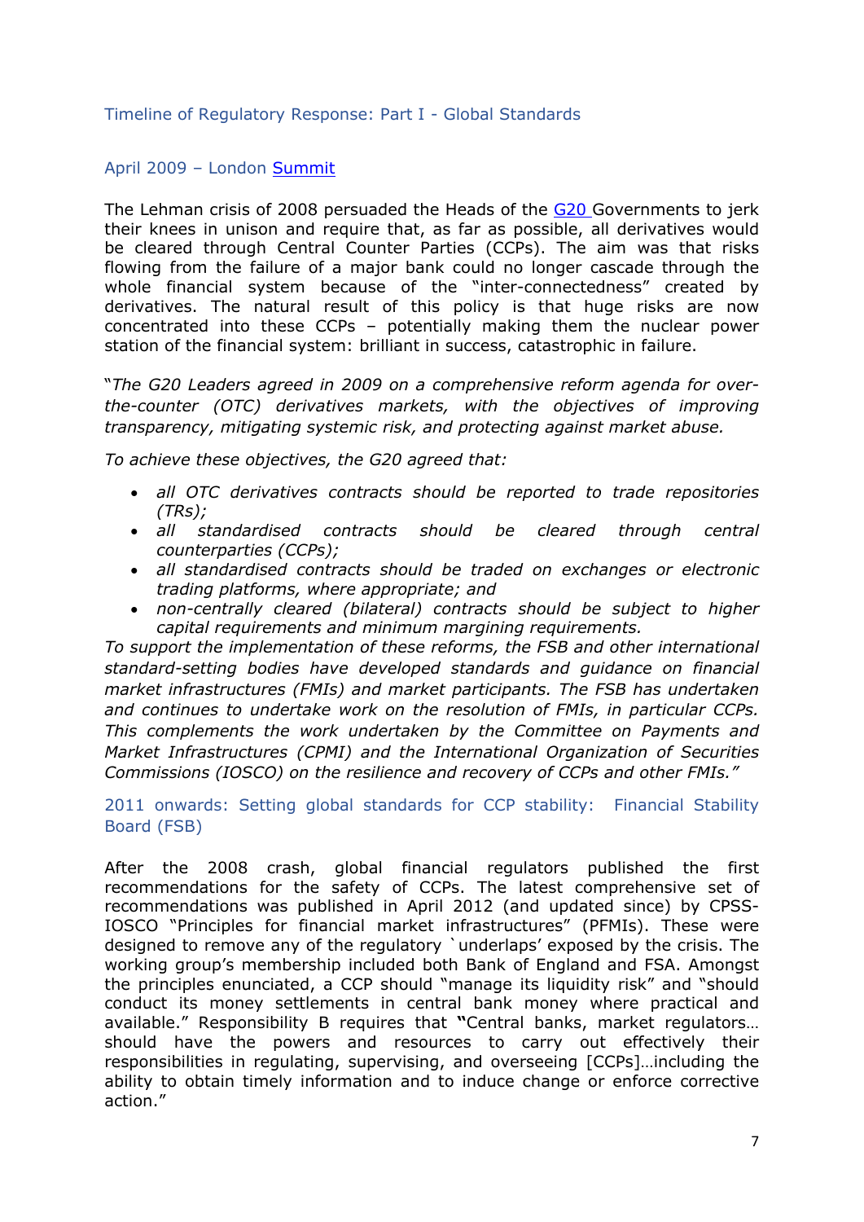## Timeline of Regulatory Response: Part I - Global Standards

### April 2009 – London Summit

The Lehman crisis of 2008 persuaded the Heads of the G20 Governments to jerk their knees in unison and require that, as far as possible, all derivatives would be cleared through Central Counter Parties (CCPs). The aim was that risks flowing from the failure of a major bank could no longer cascade through the whole financial system because of the "inter-connectedness" created by derivatives. The natural result of this policy is that huge risks are now concentrated into these CCPs – potentially making them the nuclear power station of the financial system: brilliant in success, catastrophic in failure.

"*The G20 Leaders agreed in 2009 on a comprehensive reform agenda for over-the-counter (OTC) derivatives markets, with the objectives of improving transparency, mitigating systemic risk, and protecting against market abuse.*

*To achieve these objectives, the G20 agreed that:*

- *all OTC derivatives contracts should be reported to trade repositories (TRs);*
- *all standardised contracts should be cleared through central counterparties (CCPs);*
- *all standardised contracts should be traded on exchanges or electronic trading platforms, where appropriate; and*
- *non-centrally cleared (bilateral) contracts should be subject to higher capital requirements and minimum margining requirements.*

*To support the implementation of these reforms, the FSB and other international standard-setting bodies have developed standards and guidance on financial market infrastructures (FMIs) and market participants. The FSB has undertaken and continues to undertake work on the resolution of FMIs, in particular CCPs. This complements the work undertaken by the Committee on Payments and Market Infrastructures (CPMI) and the International Organization of Securities Commissions (IOSCO) on the resilience and recovery of CCPs and other FMIs."*

### 2011 onwards: Setting global standards for CCP stability: Financial Stability Board (FSB)

After the 2008 crash, global financial regulators published the first recommendations for the safety of CCPs. The latest comprehensive set of recommendations was published in April 2012 (and updated since) by CPSS-IOSCO "Principles for financial market infrastructures" (PFMIs). These were designed to remove any of the regulatory `underlaps' exposed by the crisis. The working group's membership included both Bank of England and FSA. Amongst the principles enunciated, a CCP should "manage its liquidity risk" and "should conduct its money settlements in central bank money where practical and available." Responsibility B requires that **"**Central banks, market regulators… should have the powers and resources to carry out effectively their responsibilities in regulating, supervising, and overseeing [CCPs]…including the ability to obtain timely information and to induce change or enforce corrective action."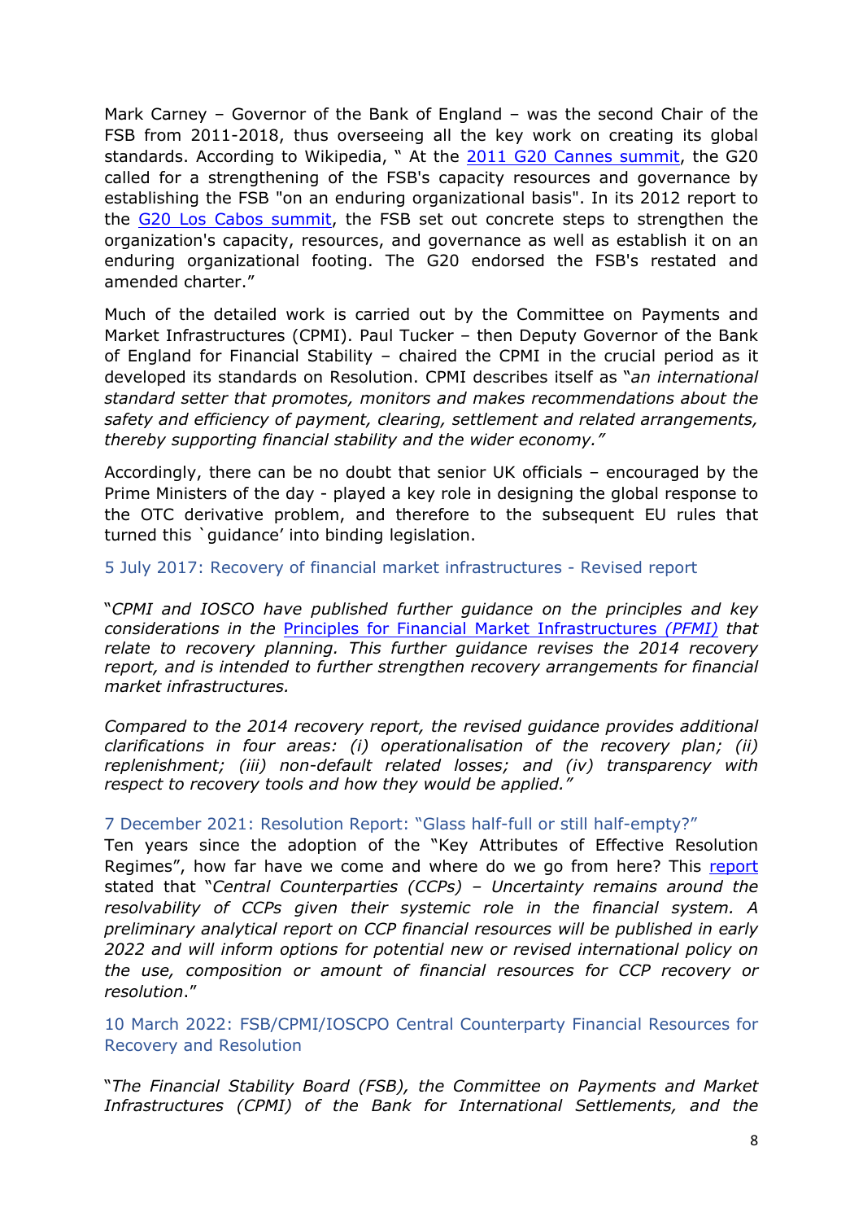Mark Carney – Governor of the Bank of England – was the second Chair of the FSB from 2011-2018, thus overseeing all the key work on creating its global standards. According to Wikipedia, " At the [2011 G20 Cannes summit](), the G20 called for a strengthening of the FSB's capacity resources and governance by establishing the FSB "on an enduring organizational basis". In its 2012 report to the [G20 Los Cabos summit](), the FSB set out concrete steps to strengthen the organization's capacity, resources, and governance as well as establish it on an enduring organizational footing. The G20 endorsed the FSB's restated and amended charter."

Much of the detailed work is carried out by the Committee on Payments and Market Infrastructures (CPMI). Paul Tucker – then Deputy Governor of the Bank of England for Financial Stability – chaired the CPMI in the crucial period as it developed its standards on Resolution. CPMI describes itself as "*an international standard setter that promotes, monitors and makes recommendations about the safety and efficiency of payment, clearing, settlement and related arrangements, thereby supporting financial stability and the wider economy."*

Accordingly, there can be no doubt that senior UK officials – encouraged by the Prime Ministers of the day - played a key role in designing the global response to the OTC derivative problem, and therefore to the subsequent EU rules that turned this `guidance' into binding legislation.

### 5 July 2017: Recovery of financial market infrastructures - Revised report

"*CPMI and IOSCO have published further guidance on the principles and key considerations in the [Principles for Financial Market Infrastructures (PFMI)]() that relate to recovery planning. This further guidance revises the 2014 recovery report, and is intended to further strengthen recovery arrangements for financial market infrastructures.*

*Compared to the 2014 recovery report, the revised guidance provides additional clarifications in four areas: (i) operationalisation of the recovery plan; (ii) replenishment; (iii) non-default related losses; and (iv) transparency with respect to recovery tools and how they would be applied."*

### 7 December 2021: Resolution Report: "Glass half-full or still half-empty?"

Ten years since the adoption of the "Key Attributes of Effective Resolution Regimes", how far have we come and where do we go from here? This [report]() stated that "*Central Counterparties (CCPs) – Uncertainty remains around the resolvability of CCPs given their systemic role in the financial system. A preliminary analytical report on CCP financial resources will be published in early 2022 and will inform options for potential new or revised international policy on the use, composition or amount of financial resources for CCP recovery or resolution*."

### 10 March 2022: FSB/CPMI/IOSCPO Central Counterparty Financial Resources for Recovery and Resolution

"*The Financial Stability Board (FSB), the Committee on Payments and Market Infrastructures (CPMI) of the Bank for International Settlements, and the*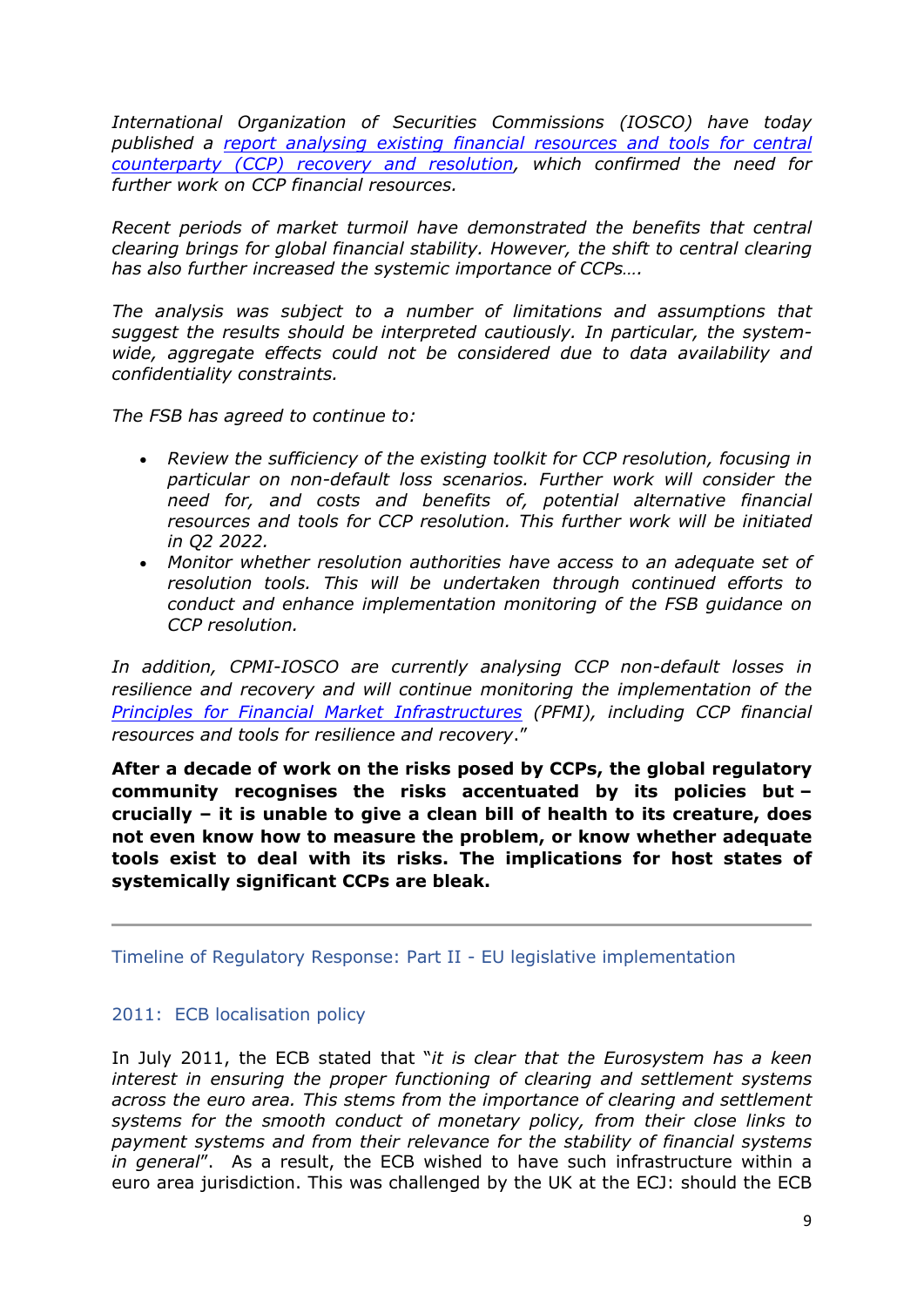*International Organization of Securities Commissions (IOSCO) have today published a [report analysing existing financial resources and tools for central counterparty (CCP) recovery and resolution](#), which confirmed the need for further work on CCP financial resources.*

*Recent periods of market turmoil have demonstrated the benefits that central clearing brings for global financial stability. However, the shift to central clearing has also further increased the systemic importance of CCPs….*

*The analysis was subject to a number of limitations and assumptions that suggest the results should be interpreted cautiously. In particular, the system-wide, aggregate effects could not be considered due to data availability and confidentiality constraints.*

*The FSB has agreed to continue to:*

- *Review the sufficiency of the existing toolkit for CCP resolution, focusing in particular on non-default loss scenarios. Further work will consider the need for, and costs and benefits of, potential alternative financial resources and tools for CCP resolution. This further work will be initiated in Q2 2022.*
- *Monitor whether resolution authorities have access to an adequate set of resolution tools. This will be undertaken through continued efforts to conduct and enhance implementation monitoring of the FSB guidance on CCP resolution.*

*In addition, CPMI-IOSCO are currently analysing CCP non-default losses in resilience and recovery and will continue monitoring the implementation of the [Principles for Financial Market Infrastructures](#) (PFMI), including CCP financial resources and tools for resilience and recovery*."

**After a decade of work on the risks posed by CCPs, the global regulatory community recognises the risks accentuated by its policies but – crucially – it is unable to give a clean bill of health to its creature, does not even know how to measure the problem, or know whether adequate tools exist to deal with its risks. The implications for host states of systemically significant CCPs are bleak.**

---

## Timeline of Regulatory Response: Part II - EU legislative implementation

### 2011: ECB localisation policy

In July 2011, the ECB stated that "*it is clear that the Eurosystem has a keen interest in ensuring the proper functioning of clearing and settlement systems across the euro area. This stems from the importance of clearing and settlement systems for the smooth conduct of monetary policy, from their close links to payment systems and from their relevance for the stability of financial systems in general*". As a result, the ECB wished to have such infrastructure within a euro area jurisdiction. This was challenged by the UK at the ECJ: should the ECB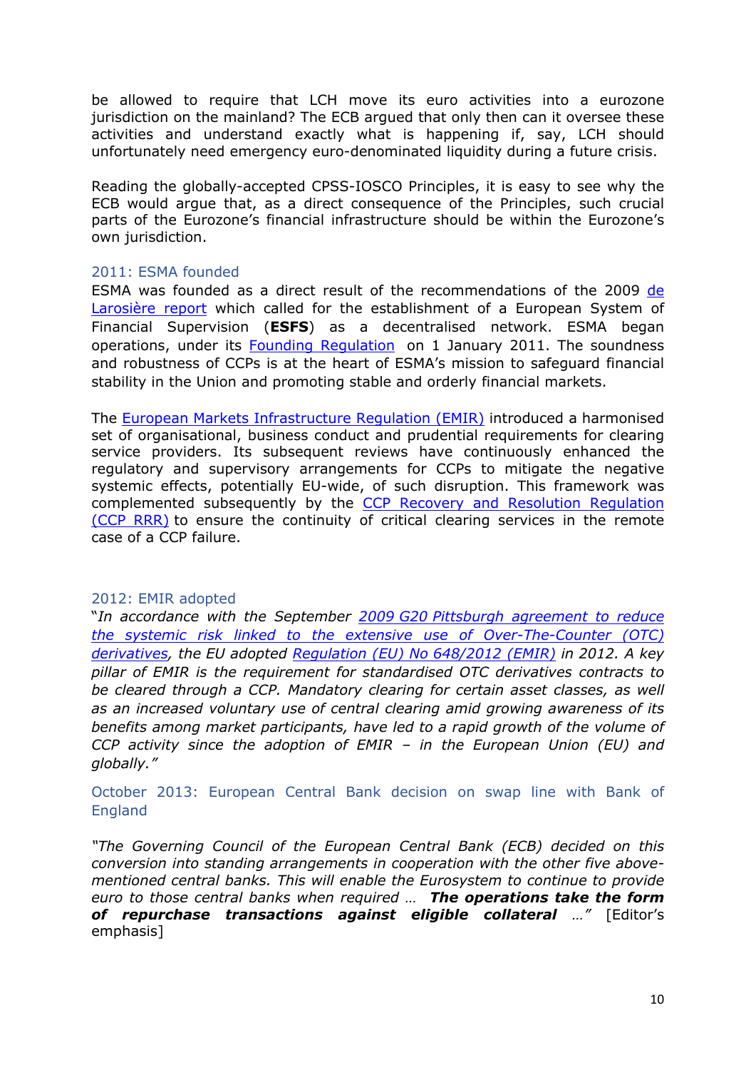be allowed to require that LCH move its euro activities into a eurozone jurisdiction on the mainland? The ECB argued that only then can it oversee these activities and understand exactly what is happening if, say, LCH should unfortunately need emergency euro-denominated liquidity during a future crisis.

Reading the globally-accepted CPSS-IOSCO Principles, it is easy to see why the ECB would argue that, as a direct consequence of the Principles, such crucial parts of the Eurozone's financial infrastructure should be within the Eurozone's own jurisdiction.

### 2011: ESMA founded

ESMA was founded as a direct result of the recommendations of the 2009 de Larosière report which called for the establishment of a European System of Financial Supervision (**ESFS**) as a decentralised network. ESMA began operations, under its Founding Regulation on 1 January 2011. The soundness and robustness of CCPs is at the heart of ESMA's mission to safeguard financial stability in the Union and promoting stable and orderly financial markets.

The European Markets Infrastructure Regulation (EMIR) introduced a harmonised set of organisational, business conduct and prudential requirements for clearing service providers. Its subsequent reviews have continuously enhanced the regulatory and supervisory arrangements for CCPs to mitigate the negative systemic effects, potentially EU-wide, of such disruption. This framework was complemented subsequently by the CCP Recovery and Resolution Regulation (CCP RRR) to ensure the continuity of critical clearing services in the remote case of a CCP failure.

### 2012: EMIR adopted

"*In accordance with the September 2009 G20 Pittsburgh agreement to reduce the systemic risk linked to the extensive use of Over-The-Counter (OTC) derivatives, the EU adopted Regulation (EU) No 648/2012 (EMIR) in 2012. A key pillar of EMIR is the requirement for standardised OTC derivatives contracts to be cleared through a CCP. Mandatory clearing for certain asset classes, as well as an increased voluntary use of central clearing amid growing awareness of its benefits among market participants, have led to a rapid growth of the volume of CCP activity since the adoption of EMIR – in the European Union (EU) and globally.*"

### October 2013: European Central Bank decision on swap line with Bank of England

*"The Governing Council of the European Central Bank (ECB) decided on this conversion into standing arrangements in cooperation with the other five above-mentioned central banks. This will enable the Eurosystem to continue to provide euro to those central banks when required … **The operations take the form of repurchase transactions against eligible collateral** …"* [Editor's emphasis]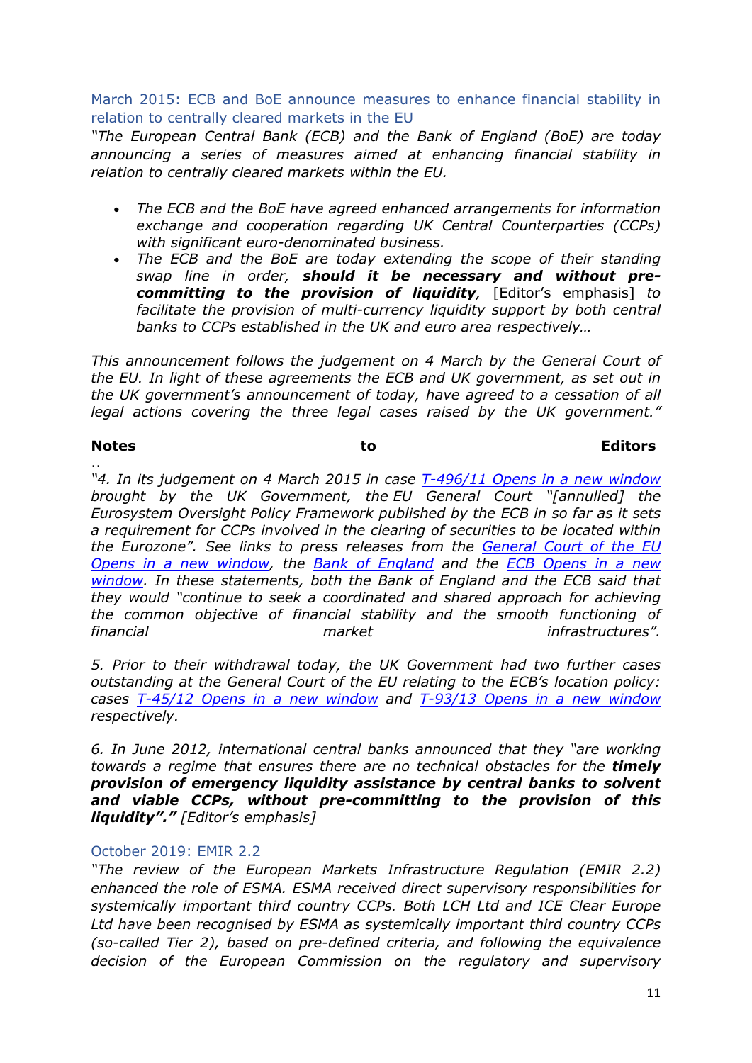### March 2015: ECB and BoE announce measures to enhance financial stability in relation to centrally cleared markets in the EU

*"The European Central Bank (ECB) and the Bank of England (BoE) are today announcing a series of measures aimed at enhancing financial stability in relation to centrally cleared markets within the EU.*

- *The ECB and the BoE have agreed enhanced arrangements for information exchange and cooperation regarding UK Central Counterparties (CCPs) with significant euro-denominated business.*
- *The ECB and the BoE are today extending the scope of their standing swap line in order, **should it be necessary and without pre-committing to the provision of liquidity**,* [Editor's emphasis] *to facilitate the provision of multi-currency liquidity support by both central banks to CCPs established in the UK and euro area respectively…*

*This announcement follows the judgement on 4 March by the General Court of the EU. In light of these agreements the ECB and UK government, as set out in the UK government's announcement of today, have agreed to a cessation of all legal actions covering the three legal cases raised by the UK government."*

**Notes to Editors**

..

*"4. In its judgement on 4 March 2015 in case T-496/11 Opens in a new window brought by the UK Government, the EU General Court "[annulled] the Eurosystem Oversight Policy Framework published by the ECB in so far as it sets a requirement for CCPs involved in the clearing of securities to be located within the Eurozone". See links to press releases from the General Court of the EU Opens in a new window, the Bank of England and the ECB Opens in a new window. In these statements, both the Bank of England and the ECB said that they would "continue to seek a coordinated and shared approach for achieving the common objective of financial stability and the smooth functioning of financial market infrastructures".*

*5. Prior to their withdrawal today, the UK Government had two further cases outstanding at the General Court of the EU relating to the ECB's location policy: cases T-45/12 Opens in a new window and T-93/13 Opens in a new window respectively.*

*6. In June 2012, international central banks announced that they "are working towards a regime that ensures there are no technical obstacles for the **timely provision of emergency liquidity assistance by central banks to solvent and viable CCPs, without pre-committing to the provision of this liquidity"."** [Editor's emphasis]*

### October 2019: EMIR 2.2

*"The review of the European Markets Infrastructure Regulation (EMIR 2.2) enhanced the role of ESMA. ESMA received direct supervisory responsibilities for systemically important third country CCPs. Both LCH Ltd and ICE Clear Europe Ltd have been recognised by ESMA as systemically important third country CCPs (so-called Tier 2), based on pre-defined criteria, and following the equivalence decision of the European Commission on the regulatory and supervisory*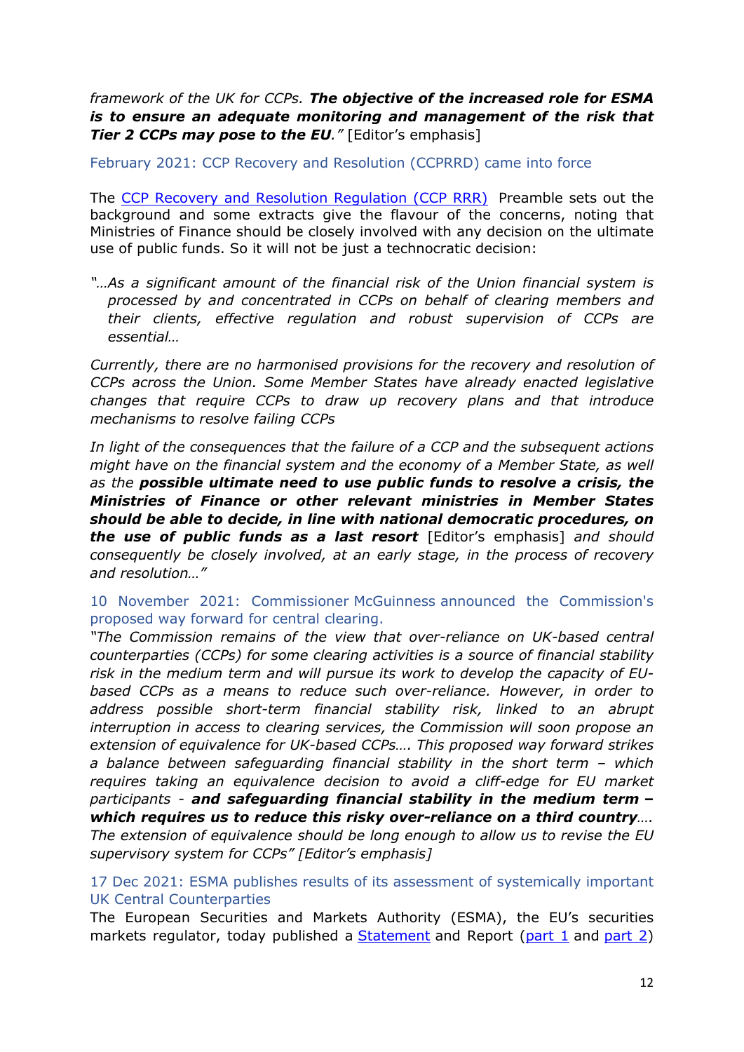*framework of the UK for CCPs.* ***The objective of the increased role for ESMA is to ensure an adequate monitoring and management of the risk that Tier 2 CCPs may pose to the EU****."* [Editor's emphasis]

### February 2021: CCP Recovery and Resolution (CCPRRD) came into force

The [CCP Recovery and Resolution Regulation (CCP RRR)](#) Preamble sets out the background and some extracts give the flavour of the concerns, noting that Ministries of Finance should be closely involved with any decision on the ultimate use of public funds. So it will not be just a technocratic decision:

> *"…As a significant amount of the financial risk of the Union financial system is processed by and concentrated in CCPs on behalf of clearing members and their clients, effective regulation and robust supervision of CCPs are essential…*
>
> *Currently, there are no harmonised provisions for the recovery and resolution of CCPs across the Union. Some Member States have already enacted legislative changes that require CCPs to draw up recovery plans and that introduce mechanisms to resolve failing CCPs*
>
> *In light of the consequences that the failure of a CCP and the subsequent actions might have on the financial system and the economy of a Member State, as well as the* ***possible ultimate need to use public funds to resolve a crisis, the Ministries of Finance or other relevant ministries in Member States should be able to decide, in line with national democratic procedures, on the use of public funds as a last resort*** [Editor's emphasis] *and should consequently be closely involved, at an early stage, in the process of recovery and resolution…"*

### 10 November 2021: Commissioner McGuinness announced the Commission's proposed way forward for central clearing.

*"The Commission remains of the view that over-reliance on UK-based central counterparties (CCPs) for some clearing activities is a source of financial stability risk in the medium term and will pursue its work to develop the capacity of EU-based CCPs as a means to reduce such over-reliance. However, in order to address possible short-term financial stability risk, linked to an abrupt interruption in access to clearing services, the Commission will soon propose an extension of equivalence for UK-based CCPs…. This proposed way forward strikes a balance between safeguarding financial stability in the short term – which requires taking an equivalence decision to avoid a cliff-edge for EU market participants -* ***and safeguarding financial stability in the medium term – which requires us to reduce this risky over-reliance on a third country****…. The extension of equivalence should be long enough to allow us to revise the EU supervisory system for CCPs" [Editor's emphasis]*

### 17 Dec 2021: ESMA publishes results of its assessment of systemically important UK Central Counterparties

The European Securities and Markets Authority (ESMA), the EU's securities markets regulator, today published a [Statement](#) and Report ([part 1](#) and [part 2](#))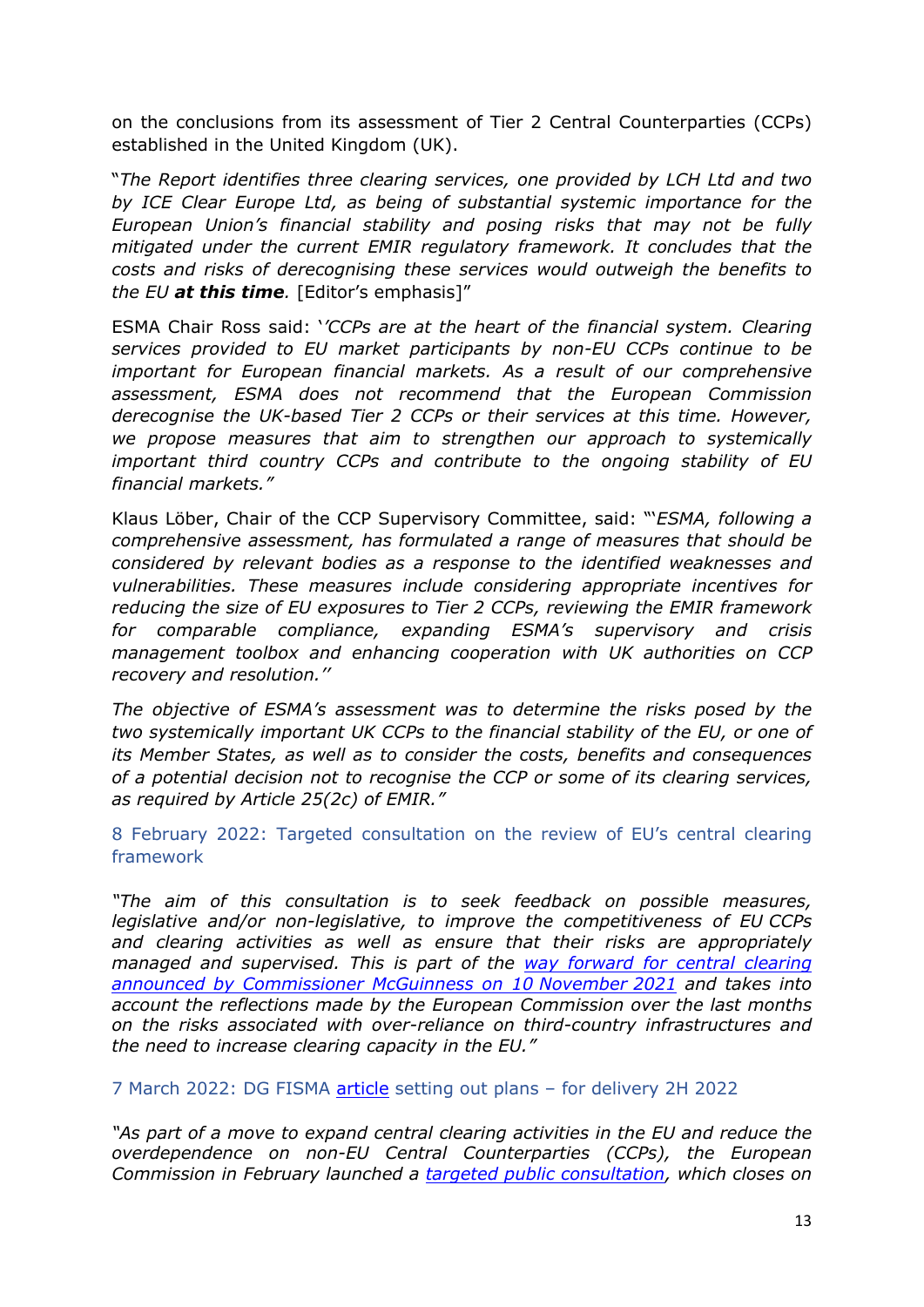on the conclusions from its assessment of Tier 2 Central Counterparties (CCPs) established in the United Kingdom (UK).

"*The Report identifies three clearing services, one provided by LCH Ltd and two by ICE Clear Europe Ltd, as being of substantial systemic importance for the European Union's financial stability and posing risks that may not be fully mitigated under the current EMIR regulatory framework. It concludes that the costs and risks of derecognising these services would outweigh the benefits to the EU* ***at this time****.* [Editor's emphasis]"

ESMA Chair Ross said: '*'CCPs are at the heart of the financial system. Clearing services provided to EU market participants by non-EU CCPs continue to be important for European financial markets. As a result of our comprehensive assessment, ESMA does not recommend that the European Commission derecognise the UK-based Tier 2 CCPs or their services at this time. However, we propose measures that aim to strengthen our approach to systemically important third country CCPs and contribute to the ongoing stability of EU financial markets."*

Klaus Löber, Chair of the CCP Supervisory Committee, said: "'*ESMA, following a comprehensive assessment, has formulated a range of measures that should be considered by relevant bodies as a response to the identified weaknesses and vulnerabilities. These measures include considering appropriate incentives for reducing the size of EU exposures to Tier 2 CCPs, reviewing the EMIR framework for comparable compliance, expanding ESMA's supervisory and crisis management toolbox and enhancing cooperation with UK authorities on CCP recovery and resolution.''*

*The objective of ESMA's assessment was to determine the risks posed by the two systemically important UK CCPs to the financial stability of the EU, or one of its Member States, as well as to consider the costs, benefits and consequences of a potential decision not to recognise the CCP or some of its clearing services, as required by Article 25(2c) of EMIR."*

8 February 2022: Targeted consultation on the review of EU's central clearing framework

*"The aim of this consultation is to seek feedback on possible measures, legislative and/or non-legislative, to improve the competitiveness of EU CCPs and clearing activities as well as ensure that their risks are appropriately managed and supervised. This is part of the way forward for central clearing announced by Commissioner McGuinness on 10 November 2021 and takes into account the reflections made by the European Commission over the last months on the risks associated with over-reliance on third-country infrastructures and the need to increase clearing capacity in the EU."*

7 March 2022: DG FISMA article setting out plans – for delivery 2H 2022

*"As part of a move to expand central clearing activities in the EU and reduce the overdependence on non-EU Central Counterparties (CCPs), the European Commission in February launched a targeted public consultation, which closes on*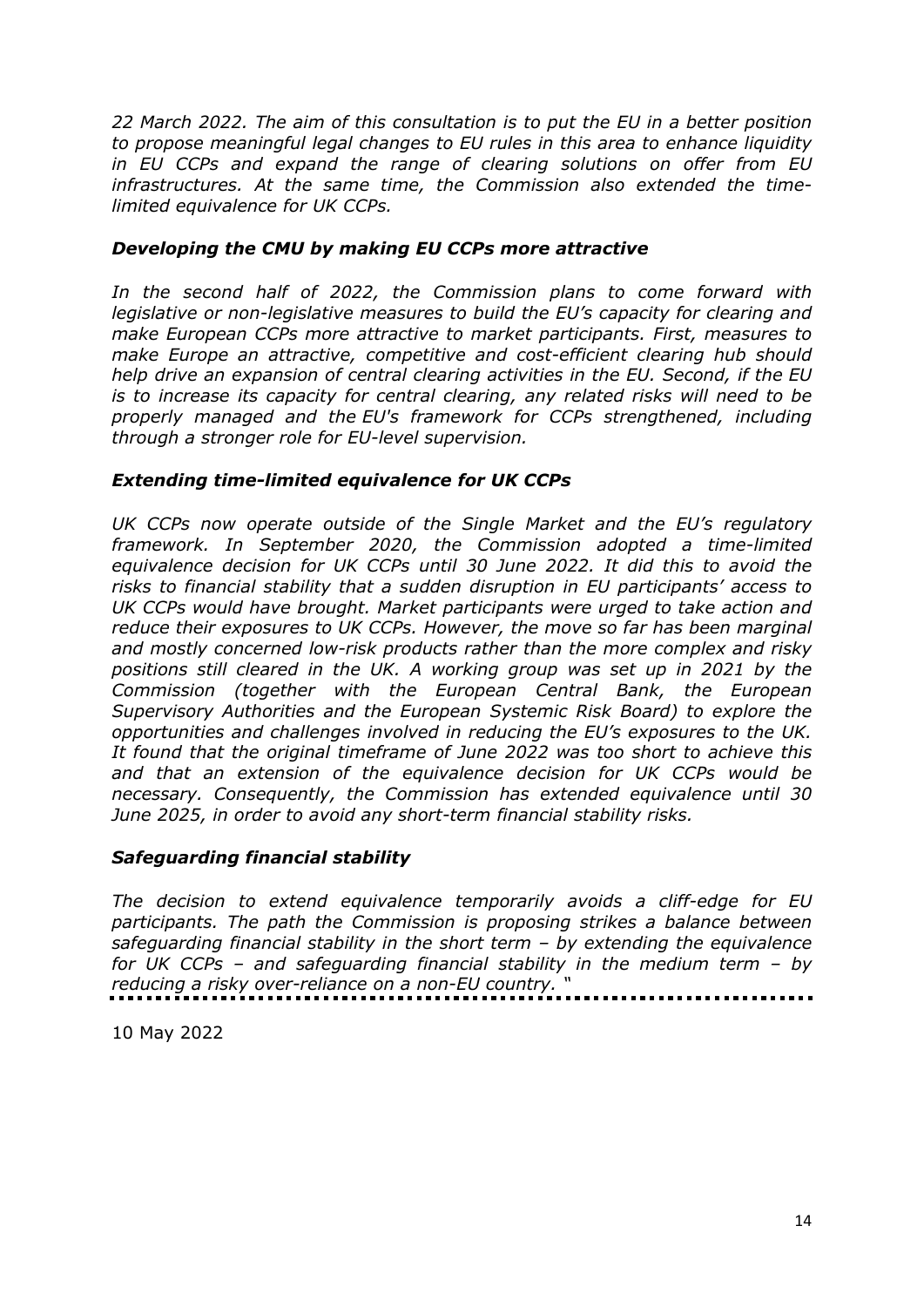*22 March 2022. The aim of this consultation is to put the EU in a better position to propose meaningful legal changes to EU rules in this area to enhance liquidity in EU CCPs and expand the range of clearing solutions on offer from EU infrastructures. At the same time, the Commission also extended the time-limited equivalence for UK CCPs.*

***Developing the CMU by making EU CCPs more attractive***

*In the second half of 2022, the Commission plans to come forward with legislative or non-legislative measures to build the EU's capacity for clearing and make European CCPs more attractive to market participants. First, measures to make Europe an attractive, competitive and cost-efficient clearing hub should help drive an expansion of central clearing activities in the EU. Second, if the EU is to increase its capacity for central clearing, any related risks will need to be properly managed and the EU's framework for CCPs strengthened, including through a stronger role for EU-level supervision.*

***Extending time-limited equivalence for UK CCPs***

*UK CCPs now operate outside of the Single Market and the EU's regulatory framework. In September 2020, the Commission adopted a time-limited equivalence decision for UK CCPs until 30 June 2022. It did this to avoid the risks to financial stability that a sudden disruption in EU participants' access to UK CCPs would have brought. Market participants were urged to take action and reduce their exposures to UK CCPs. However, the move so far has been marginal and mostly concerned low-risk products rather than the more complex and risky positions still cleared in the UK. A working group was set up in 2021 by the Commission (together with the European Central Bank, the European Supervisory Authorities and the European Systemic Risk Board) to explore the opportunities and challenges involved in reducing the EU's exposures to the UK. It found that the original timeframe of June 2022 was too short to achieve this and that an extension of the equivalence decision for UK CCPs would be necessary. Consequently, the Commission has extended equivalence until 30 June 2025, in order to avoid any short-term financial stability risks.*

***Safeguarding financial stability***

*The decision to extend equivalence temporarily avoids a cliff-edge for EU participants. The path the Commission is proposing strikes a balance between safeguarding financial stability in the short term – by extending the equivalence for UK CCPs – and safeguarding financial stability in the medium term – by reducing a risky over-reliance on a non-EU country. "*

10 May 2022